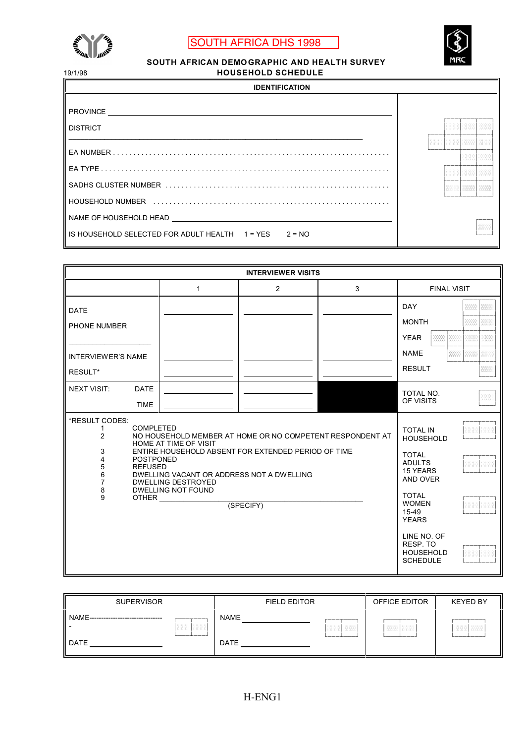SOUTH AFRICA DHS 1998

# SOUTH AFRICAN DEMOGRAPHIC AND HEALTH SURVEY
## HOUSEHOLD SCHEDULE

19/1/98

| IDENTIFICATION | |
|---|---|
| PROVINCE ______ | |
| DISTRICT ______ | |
| EA NUMBER . . . . . . . . . . | |
| EA TYPE . . . . . . . . . . | |
| SADHS CLUSTER NUMBER . . . . . . . . . . | |
| HOUSEHOLD NUMBER . . . . . . . . . . | |
| NAME OF HOUSEHOLD HEAD ______ | |
| IS HOUSEHOLD SELECTED FOR ADULT HEALTH 1 = YES 2 = NO | |

| INTERVIEWER VISITS | | | | |
|---|---|---|---|---|
| | 1 | 2 | 3 | FINAL VISIT |
| DATE | ______ | ______ | ______ | DAY |
| PHONE NUMBER ______ | | | | MONTH |
| | | | | YEAR |
| INTERVIEWER'S NAME | ______ | ______ | ______ | NAME |
| RESULT* | ______ | ______ | ______ | RESULT |
| NEXT VISIT: DATE | ______ | ______ | | TOTAL NO. OF VISITS |
| TIME | ______ | ______ | | |

*RESULT CODES:
1. COMPLETED
2. NO HOUSEHOLD MEMBER AT HOME OR NO COMPETENT RESPONDENT AT HOME AT TIME OF VISIT
3. ENTIRE HOUSEHOLD ABSENT FOR EXTENDED PERIOD OF TIME
4. POSTPONED
5. REFUSED
6. DWELLING VACANT OR ADDRESS NOT A DWELLING
7. DWELLING DESTROYED
8. DWELLING NOT FOUND
9. OTHER ______ (SPECIFY)

TOTAL IN HOUSEHOLD

TOTAL ADULTS 15 YEARS AND OVER

TOTAL WOMEN 15-49 YEARS

LINE NO. OF RESP. TO HOUSEHOLD SCHEDULE

| SUPERVISOR | FIELD EDITOR | OFFICE EDITOR | KEYED BY |
|---|---|---|---|
| NAME-------------------------------- - | NAME ______ | | |
| DATE ______ | DATE ______ | | |

H-ENG1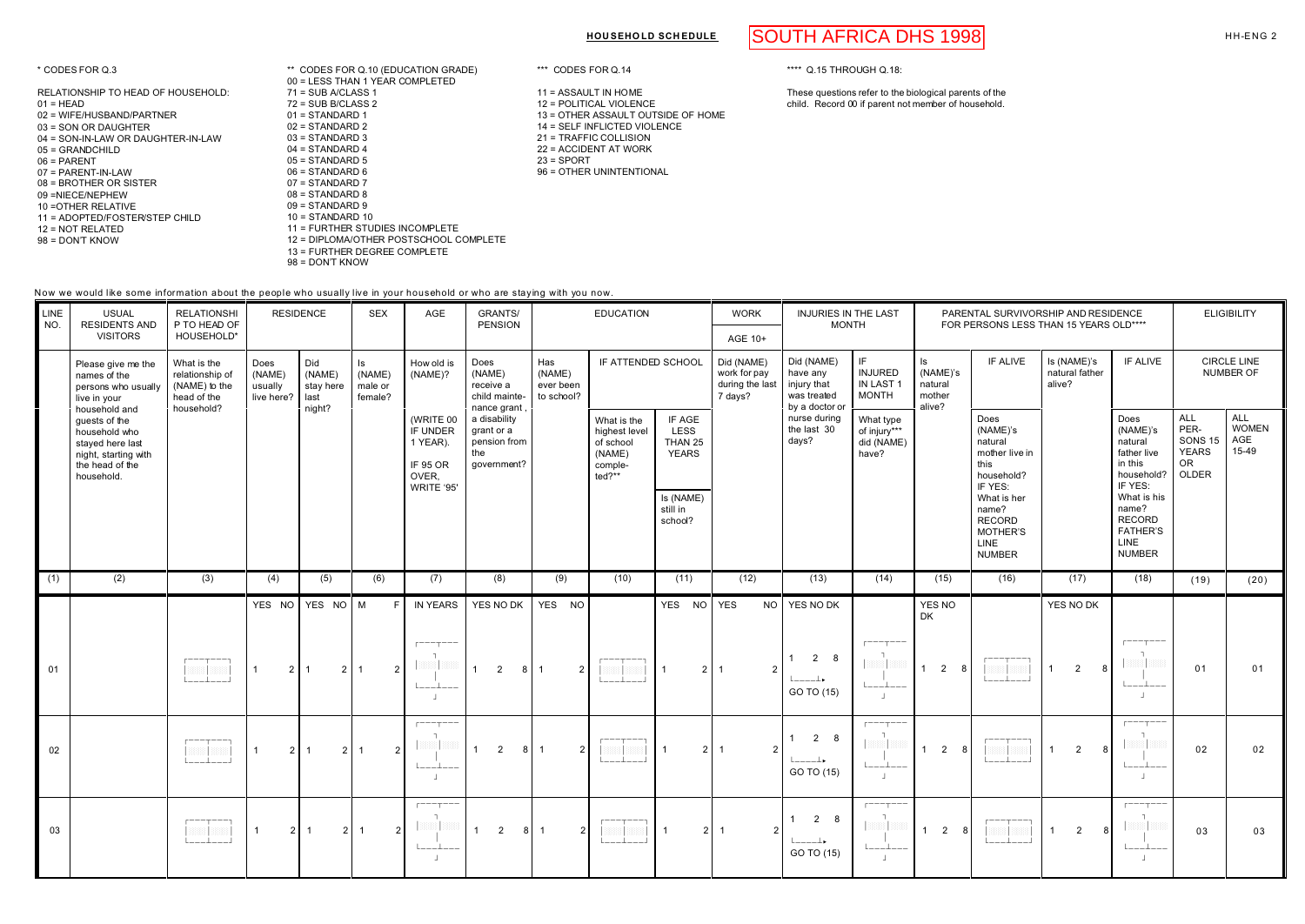**HOUSEHOLD SCHEDULE** SOUTH AFRICA DHS 1998

HH-ENG 2

\* CODES FOR Q.3

RELATIONSHIP TO HEAD OF HOUSEHOLD:
01 = HEAD
02 = WIFE/HUSBAND/PARTNER
03 = SON OR DAUGHTER
04 = SON-IN-LAW OR DAUGHTER-IN-LAW
05 = GRANDCHILD
06 = PARENT
07 = PARENT-IN-LAW
08 = BROTHER OR SISTER
09 =NIECE/NEPHEW
10 =OTHER RELATIVE
11 = ADOPTED/FOSTER/STEP CHILD
12 = NOT RELATED
98 = DON'T KNOW

\*\* CODES FOR Q.10 (EDUCATION GRADE)
00 = LESS THAN 1 YEAR COMPLETED
71 = SUB A/CLASS 1
72 = SUB B/CLASS 2
01 = STANDARD 1
02 = STANDARD 2
03 = STANDARD 3
04 = STANDARD 4
05 = STANDARD 5
06 = STANDARD 6
07 = STANDARD 7
08 = STANDARD 8
09 = STANDARD 9
10 = STANDARD 10
11 = FURTHER STUDIES INCOMPLETE
12 = DIPLOMA/OTHER POSTSCHOOL COMPLETE
13 = FURTHER DEGREE COMPLETE
98 = DON'T KNOW

\*\*\* CODES FOR Q.14

11 = ASSAULT IN HOME
12 = POLITICAL VIOLENCE
13 = OTHER ASSAULT OUTSIDE OF HOME
14 = SELF INFLICTED VIOLENCE
21 = TRAFFIC COLLISION
22 = ACCIDENT AT WORK
23 = SPORT
96 = OTHER UNINTENTIONAL

\*\*\*\* Q.15 THROUGH Q.18:

These questions refer to the biological parents of the child. Record 00 if parent not member of household.

Now we would like some information about the people who usually live in your household or who are staying with you now.

| LINE NO. | USUAL RESIDENTS AND VISITORS | RELATIONSHIP TO HEAD OF HOUSEHOLD* | RESIDENCE | | SEX | AGE | GRANTS/ PENSION | EDUCATION | | | WORK AGE 10+ | INJURIES IN THE LAST MONTH | | PARENTAL SURVIVORSHIP AND RESIDENCE FOR PERSONS LESS THAN 15 YEARS OLD**** | | | | ELIGIBILITY | |
|---|---|---|---|---|---|---|---|---|---|---|---|---|---|---|---|---|---|---|---|
| | Please give me the names of the persons who usually live in your household and guests of the household who stayed here last night, starting with the head of the household. | What is the relationship of (NAME) to the head of the household? | Does (NAME) usually live here? | Did (NAME) stay here last night? | Is (NAME) male or female? | How old is (NAME)? (WRITE 00 IF UNDER 1 YEAR). IF 95 OR OVER, WRITE '95' | Does (NAME) receive a child maintenance grant, a disability grant or a pension from the government? | Has (NAME) ever been to school? | IF ATTENDED SCHOOL: What is the highest level of school (NAME) completed?** | IF AGE LESS THAN 25 YEARS: Is (NAME) still in school? | Did (NAME) work for pay during the last 7 days? | Did (NAME) have any injury that was treated by a doctor or nurse during the last 30 days? | IF INJURED IN LAST 1 MONTH: What type of injury*** did (NAME) have? | Is (NAME)'s natural mother alive? | IF ALIVE: Does (NAME)'s natural mother live in this household? IF YES: What is her name? RECORD MOTHER'S LINE NUMBER | Is (NAME)'s natural father alive? | IF ALIVE: Does (NAME)'s natural father live in this household? IF YES: What is his name? RECORD FATHER'S LINE NUMBER | CIRCLE LINE NUMBER OF ALL PERSONS 15 YEARS OR OLDER | CIRCLE LINE NUMBER OF ALL WOMEN AGE 15-49 |
| (1) | (2) | (3) | (4) | (5) | (6) | (7) | (8) | (9) | (10) | (11) | (12) | (13) | (14) | (15) | (16) | (17) | (18) | (19) | (20) |
| | | | YES NO | YES NO | M F | IN YEARS | YES NO DK | YES NO | | YES NO | YES NO | YES NO DK | | YES NO DK | | YES NO DK | | | |
| 01 | | | 1 2 | 1 2 | 1 2 | | 1 2 8 | 1 2 | | 1 2 | 1 2 | 1 2 8 GO TO (15) | | 1 2 8 | | 1 2 8 | | 01 | 01 |
| 02 | | | 1 2 | 1 2 | 1 2 | | 1 2 8 | 1 2 | | 1 2 | 1 2 | 1 2 8 GO TO (15) | | 1 2 8 | | 1 2 8 | | 02 | 02 |
| 03 | | | 1 2 | 1 2 | 1 2 | | 1 2 8 | 1 2 | | 1 2 | 1 2 | 1 2 8 GO TO (15) | | 1 2 8 | | 1 2 8 | | 03 | 03 |